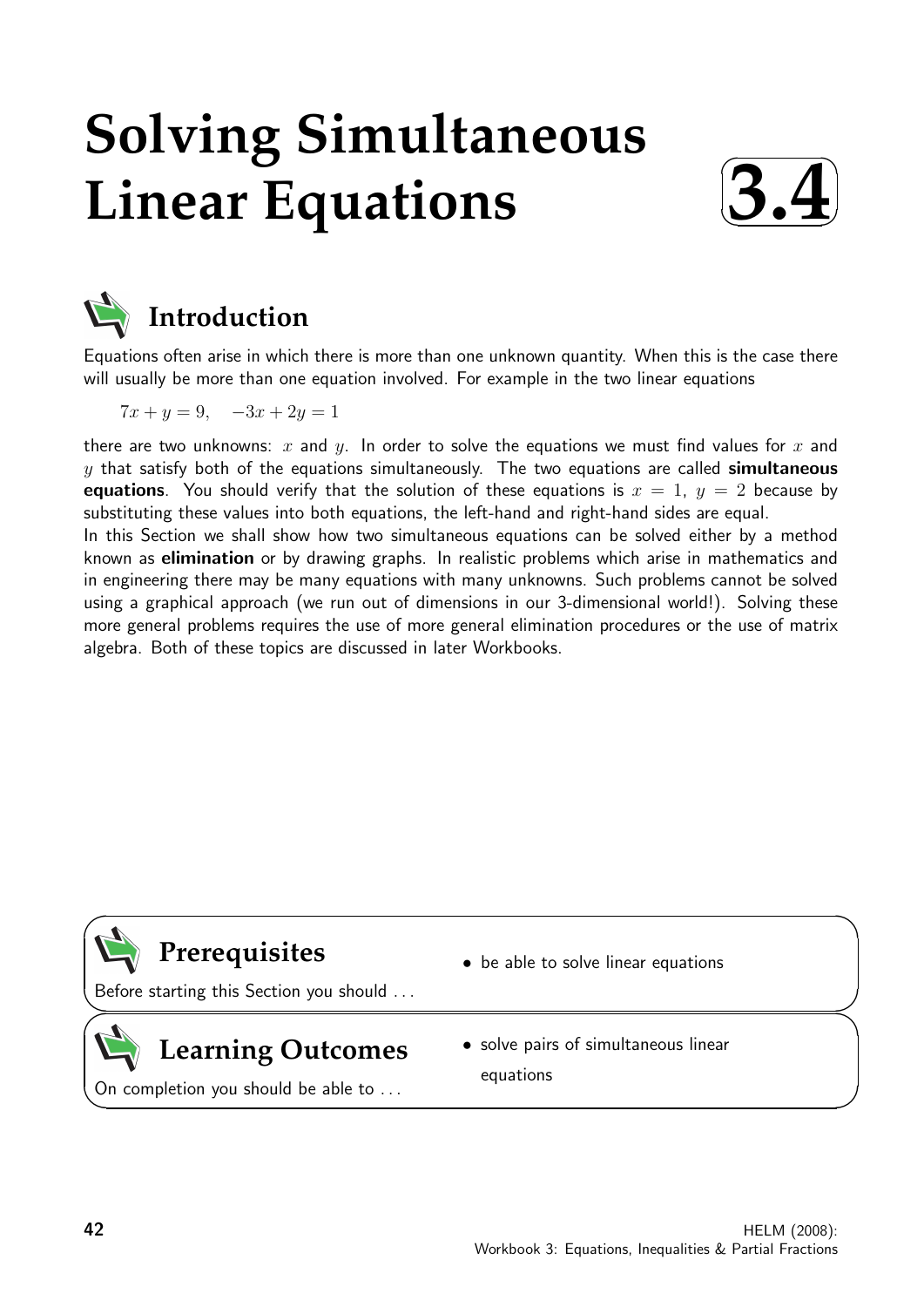# Solving Simultaneous Linear Equations

**3.4**

## Introduction

Equations often arise in which there is more than one unknown quantity. When this is the case there will usually be more than one equation involved. For example in the two linear equations

$$7x + y = 9, \quad -3x + 2y = 1$$

there are two unknowns: $x$ and $y$. In order to solve the equations we must find values for $x$ and $y$ that satisfy both of the equations simultaneously. The two equations are called **simultaneous equations**. You should verify that the solution of these equations is $x = 1$, $y = 2$ because by substituting these values into both equations, the left-hand and right-hand sides are equal.

In this Section we shall show how two simultaneous equations can be solved either by a method known as **elimination** or by drawing graphs. In realistic problems which arise in mathematics and in engineering there may be many equations with many unknowns. Such problems cannot be solved using a graphical approach (we run out of dimensions in our 3-dimensional world!). Solving these more general problems requires the use of more general elimination procedures or the use of matrix algebra. Both of these topics are discussed in later Workbooks.

## Prerequisites

Before starting this Section you should ...

- be able to solve linear equations

## Learning Outcomes

On completion you should be able to ...

- solve pairs of simultaneous linear equations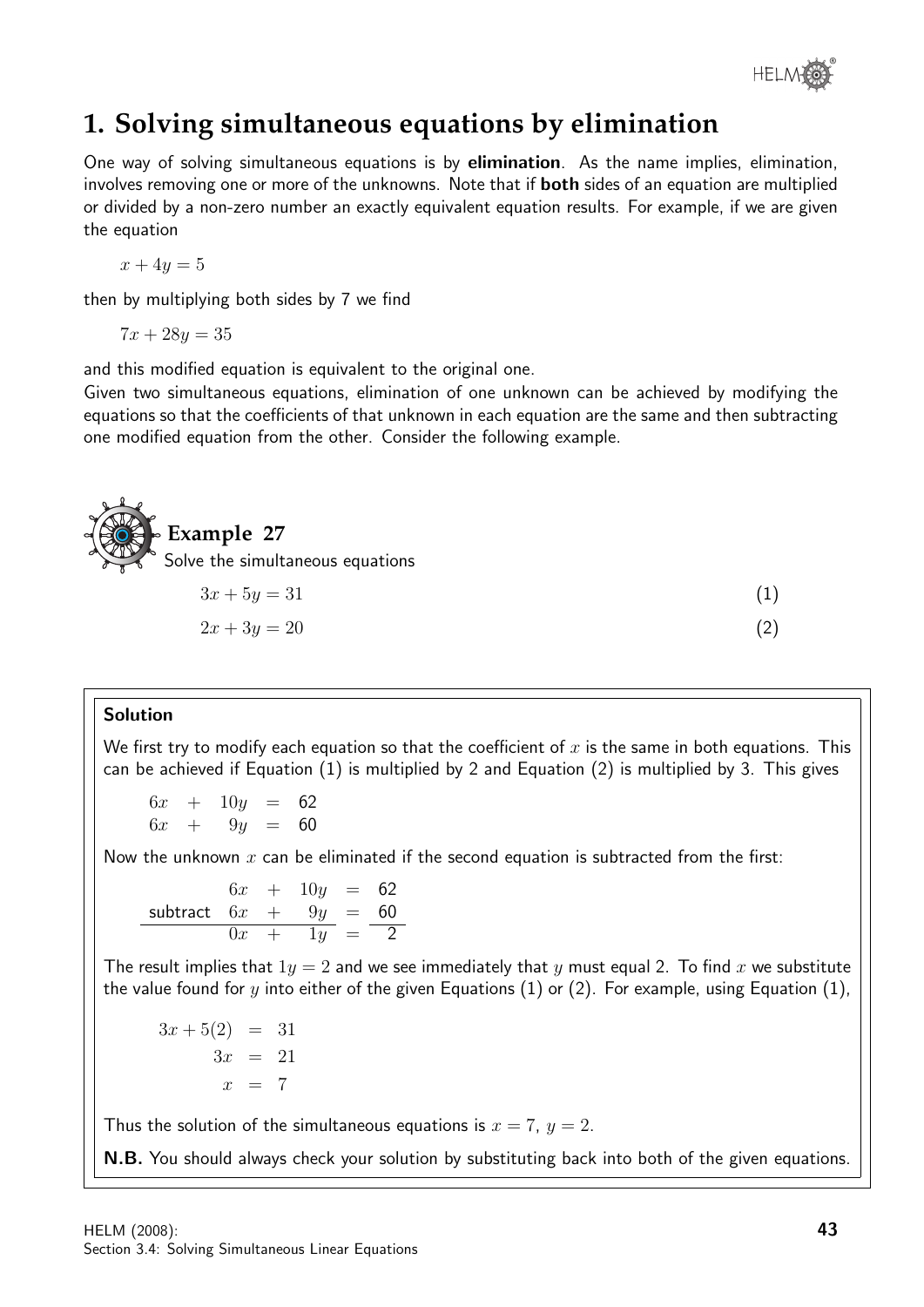# 1. Solving simultaneous equations by elimination

One way of solving simultaneous equations is by **elimination**. As the name implies, elimination, involves removing one or more of the unknowns. Note that if **both** sides of an equation are multiplied or divided by a non-zero number an exactly equivalent equation results. For example, if we are given the equation

$$x + 4y = 5$$

then by multiplying both sides by 7 we find

$$7x + 28y = 35$$

and this modified equation is equivalent to the original one.

Given two simultaneous equations, elimination of one unknown can be achieved by modifying the equations so that the coefficients of that unknown in each equation are the same and then subtracting one modified equation from the other. Consider the following example.

## Example 27

Solve the simultaneous equations

$$3x + 5y = 31 \qquad (1)$$

$$2x + 3y = 20 \qquad (2)$$

### Solution

We first try to modify each equation so that the coefficient of $x$ is the same in both equations. This can be achieved if Equation (1) is multiplied by 2 and Equation (2) is multiplied by 3. This gives

$$\begin{aligned} 6x + 10y &= 62 \\ 6x + 9y &= 60 \end{aligned}$$

Now the unknown $x$ can be eliminated if the second equation is subtracted from the first:

$$\begin{array}{rrcrcr} & 6x & + & 10y & = & 62 \\ \text{subtract} & 6x & + & 9y & = & 60 \\ \hline & 0x & + & 1y & = & 2 \end{array}$$

The result implies that $1y = 2$ and we see immediately that $y$ must equal 2. To find $x$ we substitute the value found for $y$ into either of the given Equations (1) or (2). For example, using Equation (1),

$$\begin{aligned} 3x + 5(2) &= 31 \\ 3x &= 21 \\ x &= 7 \end{aligned}$$

Thus the solution of the simultaneous equations is $x = 7$, $y = 2$.

**N.B.** You should always check your solution by substituting back into both of the given equations.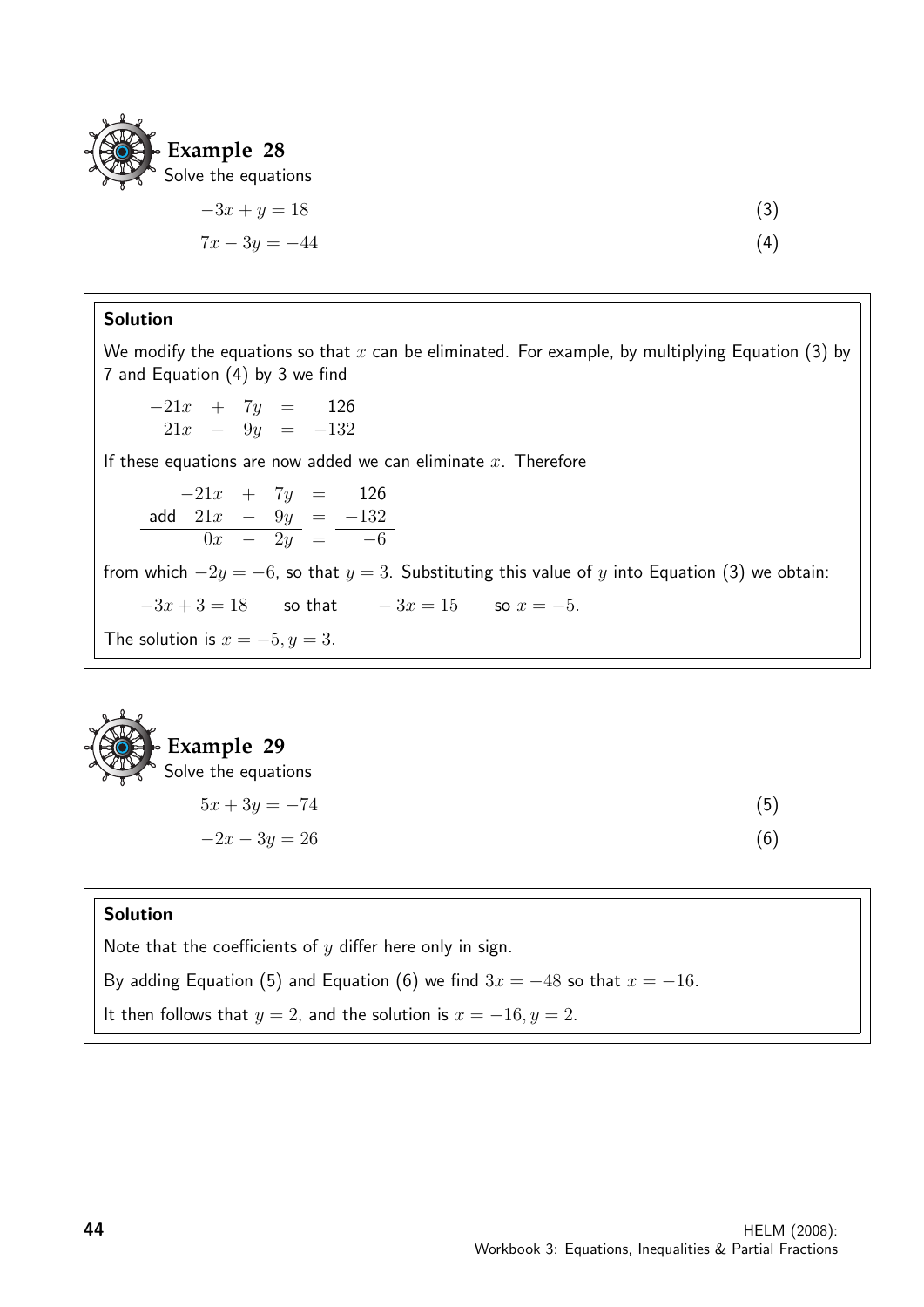## Example 28

Solve the equations

$$-3x + y = 18 \qquad (3)$$

$$7x - 3y = -44 \qquad (4)$$

### Solution

We modify the equations so that $x$ can be eliminated. For example, by multiplying Equation (3) by 7 and Equation (4) by 3 we find

$$\begin{array}{rcrcr} -21x & + & 7y & = & 126 \\ 21x & - & 9y & = & -132 \end{array}$$

If these equations are now added we can eliminate $x$. Therefore

$$\begin{array}{lrcrcr} & -21x & + & 7y & = & 126 \\ \text{add} & 21x & - & 9y & = & -132 \\ \hline & 0x & - & 2y & = & -6 \end{array}$$

from which $-2y = -6$, so that $y = 3$. Substituting this value of $y$ into Equation (3) we obtain:

$$-3x + 3 = 18 \qquad \text{so that} \qquad -3x = 15 \qquad \text{so } x = -5.$$

The solution is $x = -5, y = 3$.

## Example 29

Solve the equations

$$5x + 3y = -74 \qquad (5)$$

$$-2x - 3y = 26 \qquad (6)$$

### Solution

Note that the coefficients of $y$ differ here only in sign.

By adding Equation (5) and Equation (6) we find $3x = -48$ so that $x = -16$.

It then follows that $y = 2$, and the solution is $x = -16, y = 2$.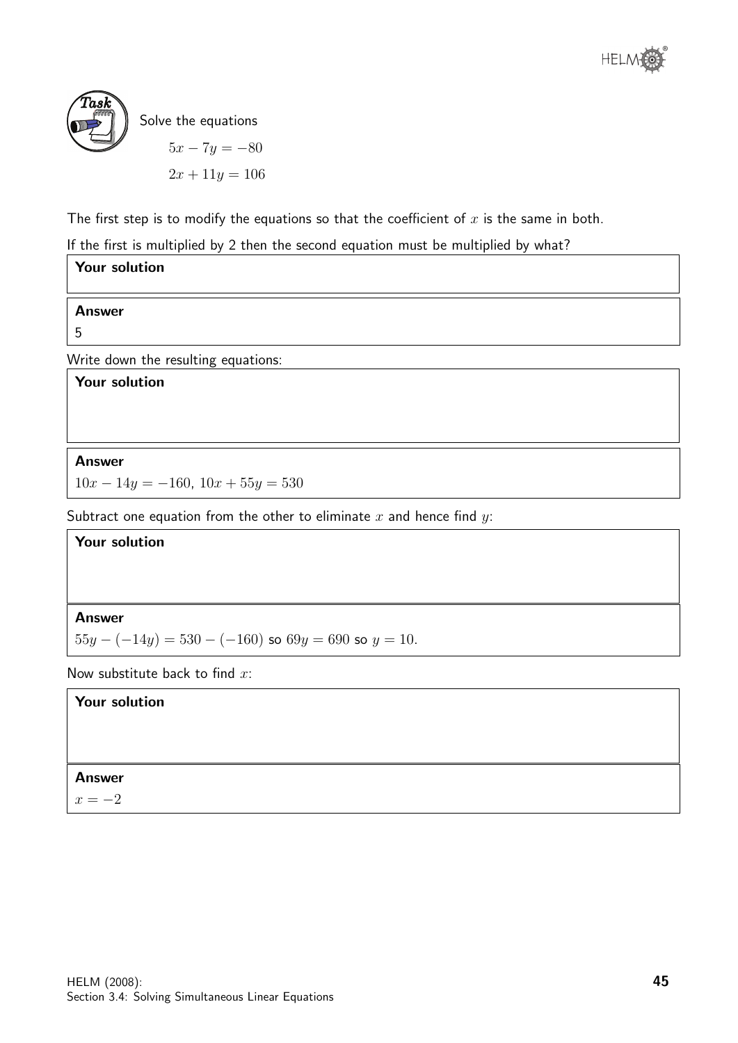**Task**

Solve the equations

$$5x - 7y = -80$$
$$2x + 11y = 106$$

The first step is to modify the equations so that the coefficient of $x$ is the same in both.

If the first is multiplied by 2 then the second equation must be multiplied by what?

**Your solution**

**Answer**

5

Write down the resulting equations:

**Your solution**

**Answer**

$10x - 14y = -160$, $10x + 55y = 530$

Subtract one equation from the other to eliminate $x$ and hence find $y$:

**Your solution**

**Answer**

$55y - (-14y) = 530 - (-160)$ so $69y = 690$ so $y = 10$.

Now substitute back to find $x$:

**Your solution**

**Answer**

$x = -2$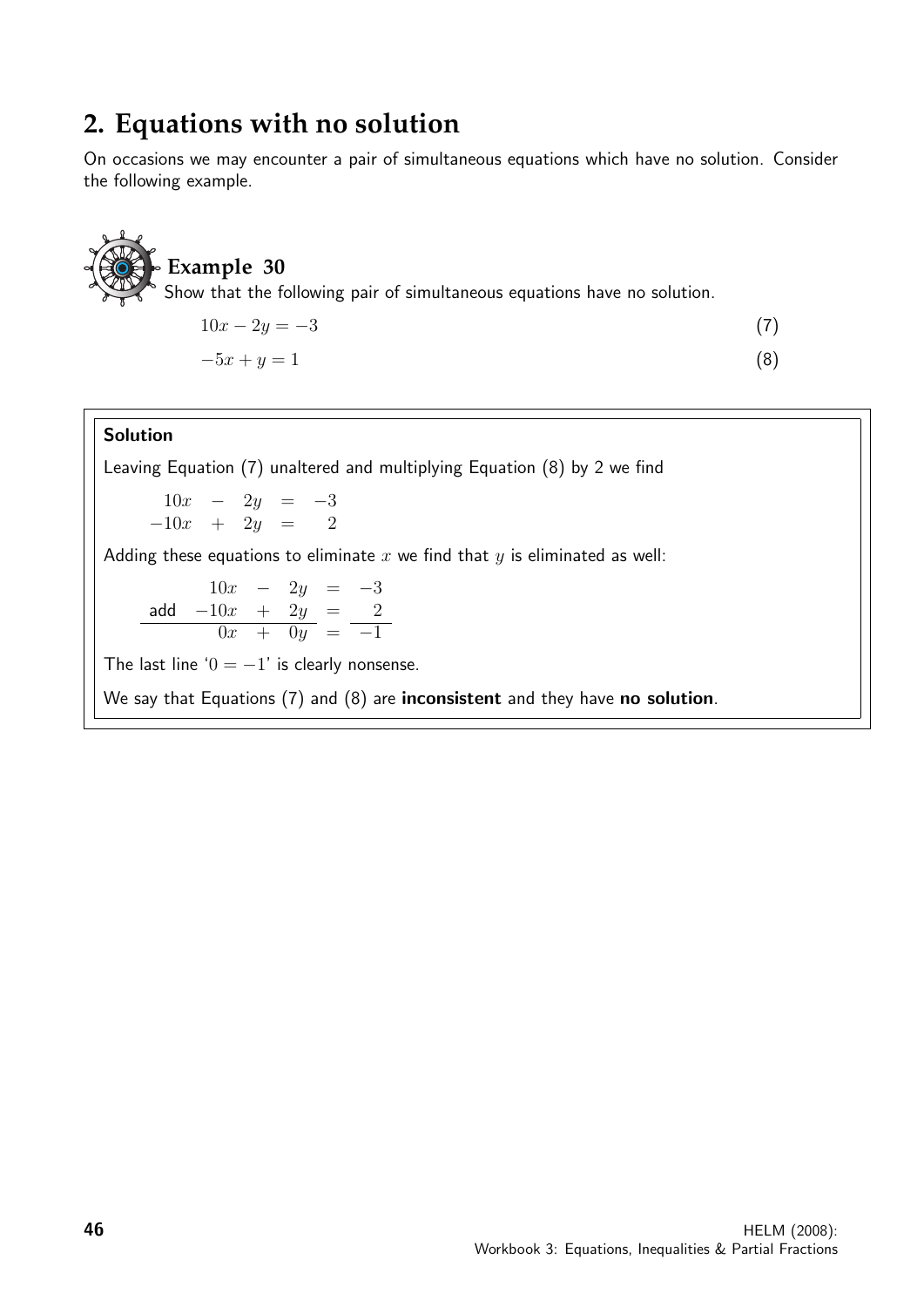## 2. Equations with no solution

On occasions we may encounter a pair of simultaneous equations which have no solution. Consider the following example.

### Example 30

Show that the following pair of simultaneous equations have no solution.

$$10x - 2y = -3 \qquad (7)$$

$$-5x + y = 1 \qquad (8)$$

**Solution**

Leaving Equation (7) unaltered and multiplying Equation (8) by 2 we find

$$\begin{array}{rcrcr} 10x & - & 2y & = & -3 \\ -10x & + & 2y & = & 2 \end{array}$$

Adding these equations to eliminate $x$ we find that $y$ is eliminated as well:

$$\begin{array}{lrcrcr} & 10x & - & 2y & = & -3 \\ \text{add} & -10x & + & 2y & = & 2 \\ \hline & 0x & + & 0y & = & -1 \end{array}$$

The last line '$0 = -1$' is clearly nonsense.

We say that Equations (7) and (8) are **inconsistent** and they have **no solution**.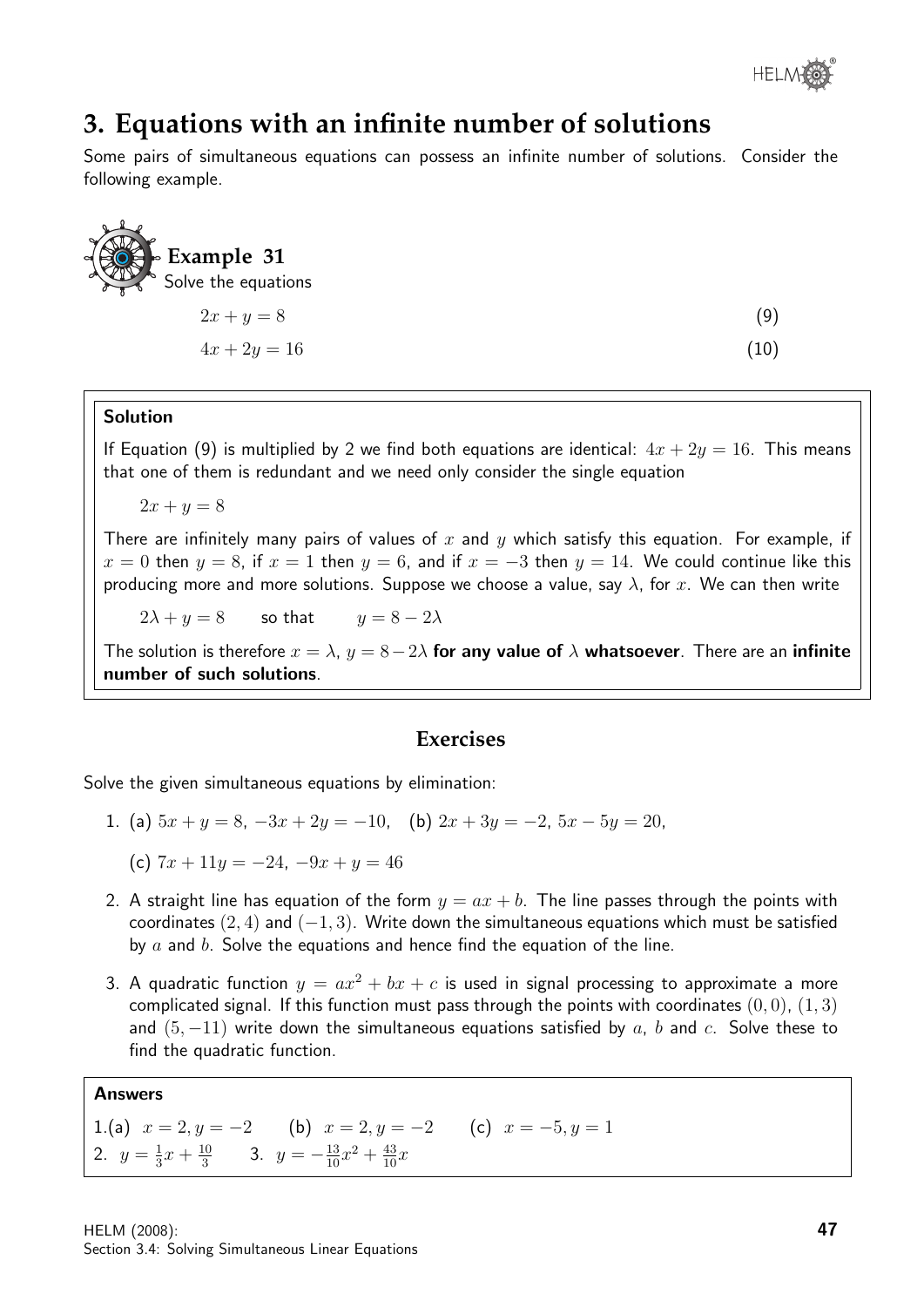# 3. Equations with an infinite number of solutions

Some pairs of simultaneous equations can possess an infinite number of solutions. Consider the following example.

**Example 31**

Solve the equations

$$2x + y = 8 \qquad (9)$$

$$4x + 2y = 16 \qquad (10)$$

**Solution**

If Equation (9) is multiplied by 2 we find both equations are identical: $4x + 2y = 16$. This means that one of them is redundant and we need only consider the single equation

$$2x + y = 8$$

There are infinitely many pairs of values of $x$ and $y$ which satisfy this equation. For example, if $x = 0$ then $y = 8$, if $x = 1$ then $y = 6$, and if $x = -3$ then $y = 14$. We could continue like this producing more and more solutions. Suppose we choose a value, say $\lambda$, for $x$. We can then write

$$2\lambda + y = 8 \qquad \text{so that} \qquad y = 8 - 2\lambda$$

The solution is therefore $x = \lambda$, $y = 8 - 2\lambda$ **for any value of $\lambda$ whatsoever**. There are an **infinite number of such solutions**.

## Exercises

Solve the given simultaneous equations by elimination:

1. (a) $5x + y = 8$, $-3x + 2y = -10$, (b) $2x + 3y = -2$, $5x - 5y = 20$,

   (c) $7x + 11y = -24$, $-9x + y = 46$

2. A straight line has equation of the form $y = ax + b$. The line passes through the points with coordinates $(2, 4)$ and $(-1, 3)$. Write down the simultaneous equations which must be satisfied by $a$ and $b$. Solve the equations and hence find the equation of the line.

3. A quadratic function $y = ax^2 + bx + c$ is used in signal processing to approximate a more complicated signal. If this function must pass through the points with coordinates $(0, 0)$, $(1, 3)$ and $(5, -11)$ write down the simultaneous equations satisfied by $a$, $b$ and $c$. Solve these to find the quadratic function.

**Answers**

1.(a) $x = 2, y = -2$ (b) $x = 2, y = -2$ (c) $x = -5, y = 1$

2. $y = \frac{1}{3}x + \frac{10}{3}$ 3. $y = -\frac{13}{10}x^2 + \frac{43}{10}x$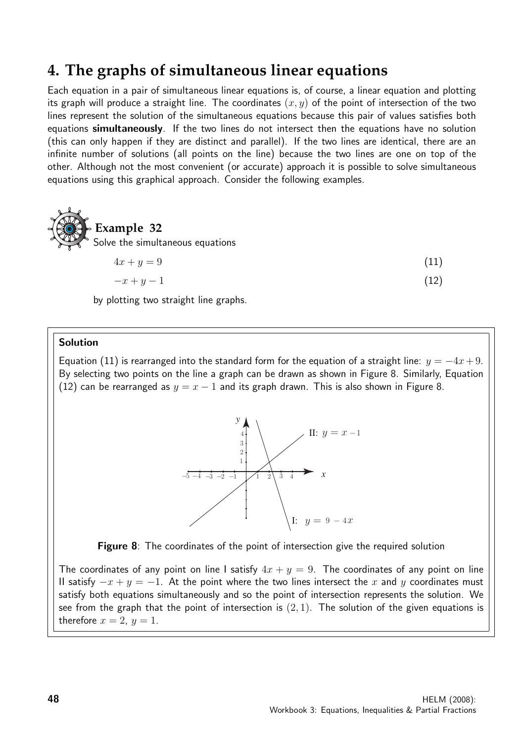# 4. The graphs of simultaneous linear equations

Each equation in a pair of simultaneous linear equations is, of course, a linear equation and plotting its graph will produce a straight line. The coordinates $(x, y)$ of the point of intersection of the two lines represent the solution of the simultaneous equations because this pair of values satisfies both equations **simultaneously**. If the two lines do not intersect then the equations have no solution (this can only happen if they are distinct and parallel). If the two lines are identical, there are an infinite number of solutions (all points on the line) because the two lines are one on top of the other. Although not the most convenient (or accurate) approach it is possible to solve simultaneous equations using this graphical approach. Consider the following examples.

**Example 32**

Solve the simultaneous equations

$$4x + y = 9 \qquad (11)$$

$$-x + y - 1 \qquad (12)$$

by plotting two straight line graphs.

**Solution**

Equation (11) is rearranged into the standard form for the equation of a straight line: $y = -4x + 9$. By selecting two points on the line a graph can be drawn as shown in Figure 8. Similarly, Equation (12) can be rearranged as $y = x - 1$ and its graph drawn. This is also shown in Figure 8.

**Figure 8**: The coordinates of the point of intersection give the required solution

The coordinates of any point on line I satisfy $4x + y = 9$. The coordinates of any point on line II satisfy $-x + y = -1$. At the point where the two lines intersect the $x$ and $y$ coordinates must satisfy both equations simultaneously and so the point of intersection represents the solution. We see from the graph that the point of intersection is $(2, 1)$. The solution of the given equations is therefore $x = 2$, $y = 1$.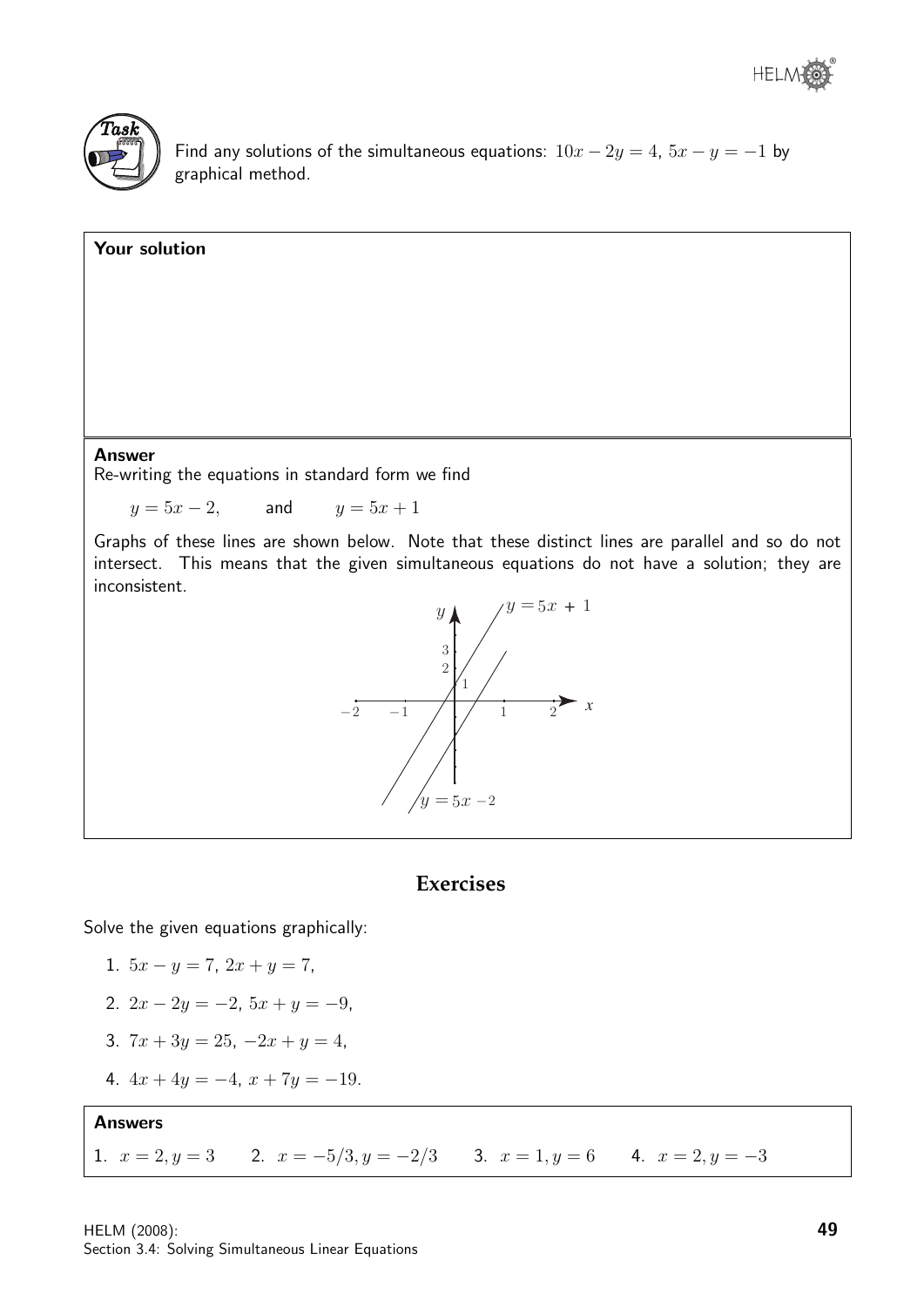**Task**

Find any solutions of the simultaneous equations: $10x - 2y = 4$, $5x - y = -1$ by graphical method.

**Your solution**

**Answer**

Re-writing the equations in standard form we find

$$y = 5x - 2, \qquad \text{and} \qquad y = 5x + 1$$

Graphs of these lines are shown below. Note that these distinct lines are parallel and so do not intersect. This means that the given simultaneous equations do not have a solution; they are inconsistent.

$y$

$y = 5x + 1$

3

2

1

$-2$ $-1$ 1 2 $x$

$y = 5x - 2$

## Exercises

Solve the given equations graphically:

1. $5x - y = 7$, $2x + y = 7$,
2. $2x - 2y = -2$, $5x + y = -9$,
3. $7x + 3y = 25$, $-2x + y = 4$,
4. $4x + 4y = -4$, $x + 7y = -19$.

**Answers**

1. $x = 2, y = 3$ 2. $x = -5/3, y = -2/3$ 3. $x = 1, y = 6$ 4. $x = 2, y = -3$